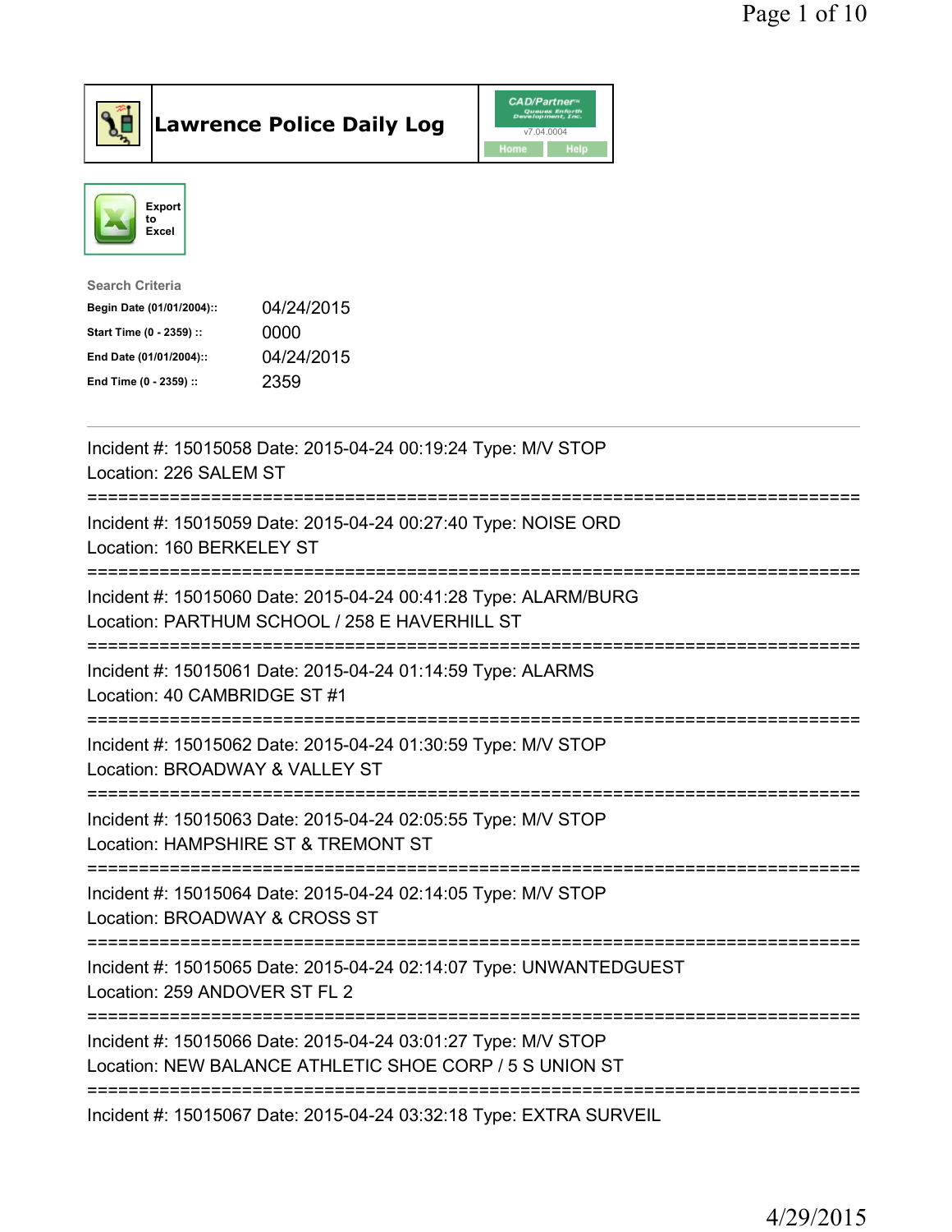# Lawrence Police Daily Log

Export to Excel

**Search Criteria**

| | |
|---|---|
| Begin Date (01/01/2004):: | 04/24/2015 |
| Start Time (0 - 2359) :: | 0000 |
| End Date (01/01/2004):: | 04/24/2015 |
| End Time (0 - 2359) :: | 2359 |

---

Incident #: 15015058 Date: 2015-04-24 00:19:24 Type: M/V STOP
Location: 226 SALEM ST

===========================================================================

Incident #: 15015059 Date: 2015-04-24 00:27:40 Type: NOISE ORD
Location: 160 BERKELEY ST

===========================================================================

Incident #: 15015060 Date: 2015-04-24 00:41:28 Type: ALARM/BURG
Location: PARTHUM SCHOOL / 258 E HAVERHILL ST

===========================================================================

Incident #: 15015061 Date: 2015-04-24 01:14:59 Type: ALARMS
Location: 40 CAMBRIDGE ST #1

===========================================================================

Incident #: 15015062 Date: 2015-04-24 01:30:59 Type: M/V STOP
Location: BROADWAY & VALLEY ST

===========================================================================

Incident #: 15015063 Date: 2015-04-24 02:05:55 Type: M/V STOP
Location: HAMPSHIRE ST & TREMONT ST

===========================================================================

Incident #: 15015064 Date: 2015-04-24 02:14:05 Type: M/V STOP
Location: BROADWAY & CROSS ST

===========================================================================

Incident #: 15015065 Date: 2015-04-24 02:14:07 Type: UNWANTEDGUEST
Location: 259 ANDOVER ST FL 2

===========================================================================

Incident #: 15015066 Date: 2015-04-24 03:01:27 Type: M/V STOP
Location: NEW BALANCE ATHLETIC SHOE CORP / 5 S UNION ST

===========================================================================

Incident #: 15015067 Date: 2015-04-24 03:32:18 Type: EXTRA SURVEIL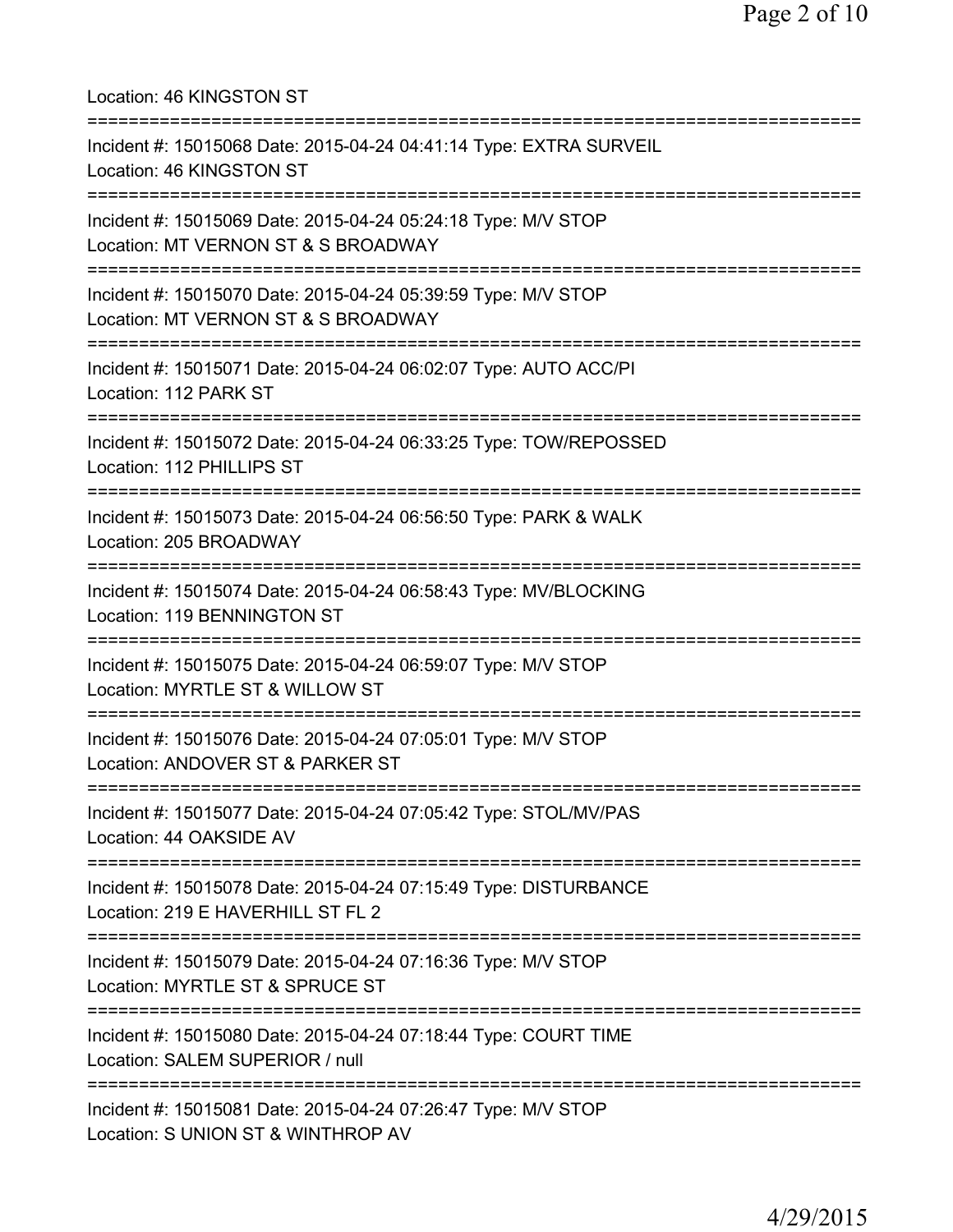Location: 46 KINGSTON ST

===========================================================================

Incident #: 15015068 Date: 2015-04-24 04:41:14 Type: EXTRA SURVEIL
Location: 46 KINGSTON ST

===========================================================================

Incident #: 15015069 Date: 2015-04-24 05:24:18 Type: M/V STOP
Location: MT VERNON ST & S BROADWAY

===========================================================================

Incident #: 15015070 Date: 2015-04-24 05:39:59 Type: M/V STOP
Location: MT VERNON ST & S BROADWAY

===========================================================================

Incident #: 15015071 Date: 2015-04-24 06:02:07 Type: AUTO ACC/PI
Location: 112 PARK ST

===========================================================================

Incident #: 15015072 Date: 2015-04-24 06:33:25 Type: TOW/REPOSSED
Location: 112 PHILLIPS ST

===========================================================================

Incident #: 15015073 Date: 2015-04-24 06:56:50 Type: PARK & WALK
Location: 205 BROADWAY

===========================================================================

Incident #: 15015074 Date: 2015-04-24 06:58:43 Type: MV/BLOCKING
Location: 119 BENNINGTON ST

===========================================================================

Incident #: 15015075 Date: 2015-04-24 06:59:07 Type: M/V STOP
Location: MYRTLE ST & WILLOW ST

===========================================================================

Incident #: 15015076 Date: 2015-04-24 07:05:01 Type: M/V STOP
Location: ANDOVER ST & PARKER ST

===========================================================================

Incident #: 15015077 Date: 2015-04-24 07:05:42 Type: STOL/MV/PAS
Location: 44 OAKSIDE AV

===========================================================================

Incident #: 15015078 Date: 2015-04-24 07:15:49 Type: DISTURBANCE
Location: 219 E HAVERHILL ST FL 2

===========================================================================

Incident #: 15015079 Date: 2015-04-24 07:16:36 Type: M/V STOP
Location: MYRTLE ST & SPRUCE ST

===========================================================================

Incident #: 15015080 Date: 2015-04-24 07:18:44 Type: COURT TIME
Location: SALEM SUPERIOR / null

===========================================================================

Incident #: 15015081 Date: 2015-04-24 07:26:47 Type: M/V STOP
Location: S UNION ST & WINTHROP AV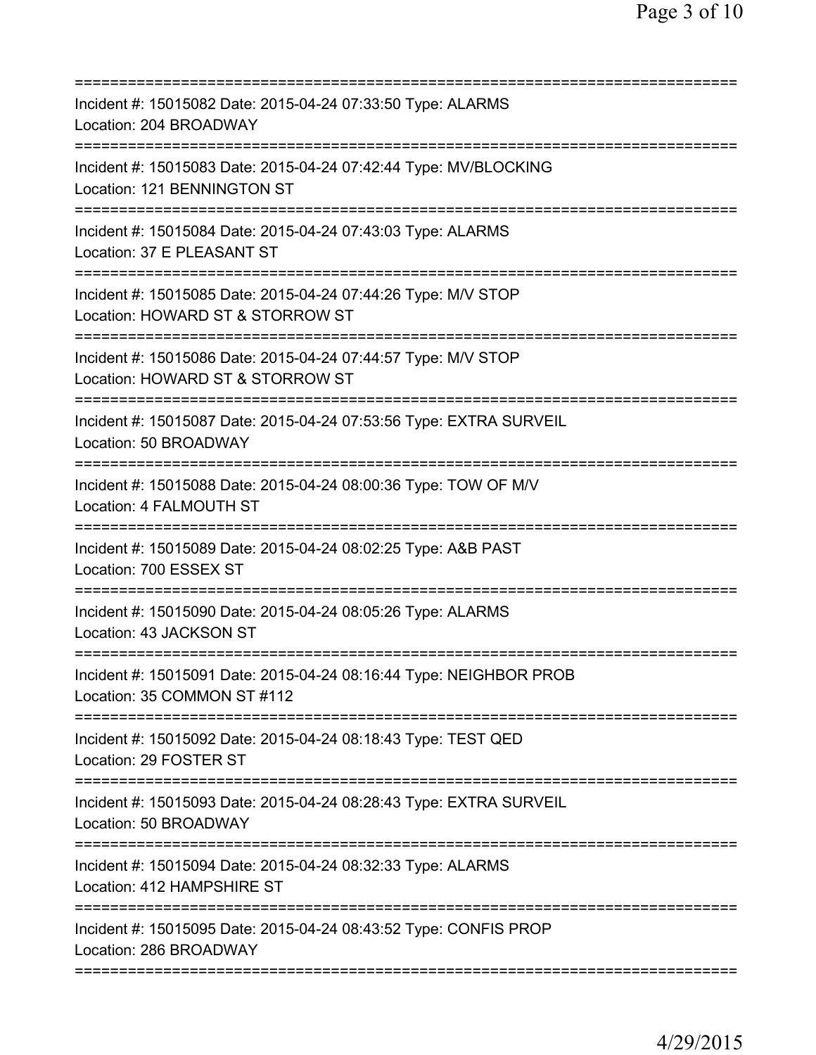===========================================================================
Incident #: 15015082 Date: 2015-04-24 07:33:50 Type: ALARMS
Location: 204 BROADWAY
===========================================================================
Incident #: 15015083 Date: 2015-04-24 07:42:44 Type: MV/BLOCKING
Location: 121 BENNINGTON ST
===========================================================================
Incident #: 15015084 Date: 2015-04-24 07:43:03 Type: ALARMS
Location: 37 E PLEASANT ST
===========================================================================
Incident #: 15015085 Date: 2015-04-24 07:44:26 Type: M/V STOP
Location: HOWARD ST & STORROW ST
===========================================================================
Incident #: 15015086 Date: 2015-04-24 07:44:57 Type: M/V STOP
Location: HOWARD ST & STORROW ST
===========================================================================
Incident #: 15015087 Date: 2015-04-24 07:53:56 Type: EXTRA SURVEIL
Location: 50 BROADWAY
===========================================================================
Incident #: 15015088 Date: 2015-04-24 08:00:36 Type: TOW OF M/V
Location: 4 FALMOUTH ST
===========================================================================
Incident #: 15015089 Date: 2015-04-24 08:02:25 Type: A&B PAST
Location: 700 ESSEX ST
===========================================================================
Incident #: 15015090 Date: 2015-04-24 08:05:26 Type: ALARMS
Location: 43 JACKSON ST
===========================================================================
Incident #: 15015091 Date: 2015-04-24 08:16:44 Type: NEIGHBOR PROB
Location: 35 COMMON ST #112
===========================================================================
Incident #: 15015092 Date: 2015-04-24 08:18:43 Type: TEST QED
Location: 29 FOSTER ST
===========================================================================
Incident #: 15015093 Date: 2015-04-24 08:28:43 Type: EXTRA SURVEIL
Location: 50 BROADWAY
===========================================================================
Incident #: 15015094 Date: 2015-04-24 08:32:33 Type: ALARMS
Location: 412 HAMPSHIRE ST
===========================================================================
Incident #: 15015095 Date: 2015-04-24 08:43:52 Type: CONFIS PROP
Location: 286 BROADWAY
===========================================================================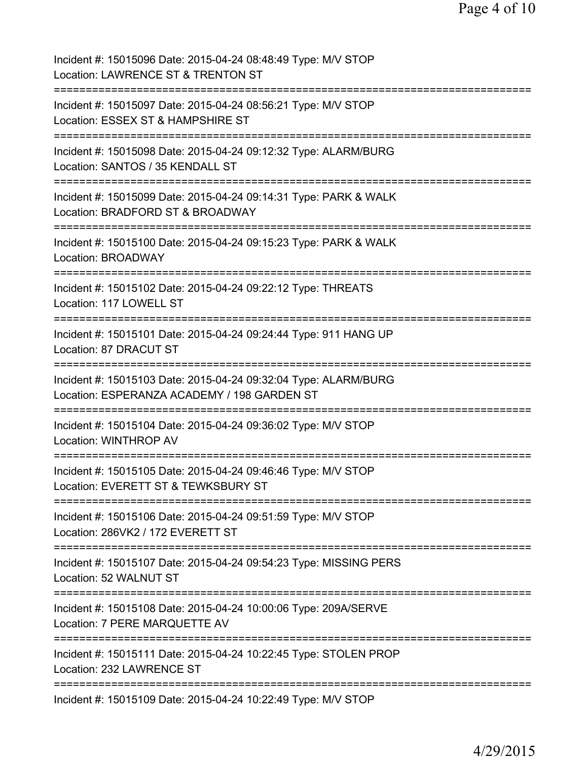Incident #: 15015096 Date: 2015-04-24 08:48:49 Type: M/V STOP
Location: LAWRENCE ST & TRENTON ST

===========================================================================

Incident #: 15015097 Date: 2015-04-24 08:56:21 Type: M/V STOP
Location: ESSEX ST & HAMPSHIRE ST

===========================================================================

Incident #: 15015098 Date: 2015-04-24 09:12:32 Type: ALARM/BURG
Location: SANTOS / 35 KENDALL ST

===========================================================================

Incident #: 15015099 Date: 2015-04-24 09:14:31 Type: PARK & WALK
Location: BRADFORD ST & BROADWAY

===========================================================================

Incident #: 15015100 Date: 2015-04-24 09:15:23 Type: PARK & WALK
Location: BROADWAY

===========================================================================

Incident #: 15015102 Date: 2015-04-24 09:22:12 Type: THREATS
Location: 117 LOWELL ST

===========================================================================

Incident #: 15015101 Date: 2015-04-24 09:24:44 Type: 911 HANG UP
Location: 87 DRACUT ST

===========================================================================

Incident #: 15015103 Date: 2015-04-24 09:32:04 Type: ALARM/BURG
Location: ESPERANZA ACADEMY / 198 GARDEN ST

===========================================================================

Incident #: 15015104 Date: 2015-04-24 09:36:02 Type: M/V STOP
Location: WINTHROP AV

===========================================================================

Incident #: 15015105 Date: 2015-04-24 09:46:46 Type: M/V STOP
Location: EVERETT ST & TEWKSBURY ST

===========================================================================

Incident #: 15015106 Date: 2015-04-24 09:51:59 Type: M/V STOP
Location: 286VK2 / 172 EVERETT ST

===========================================================================

Incident #: 15015107 Date: 2015-04-24 09:54:23 Type: MISSING PERS
Location: 52 WALNUT ST

===========================================================================

Incident #: 15015108 Date: 2015-04-24 10:00:06 Type: 209A/SERVE
Location: 7 PERE MARQUETTE AV

===========================================================================

Incident #: 15015111 Date: 2015-04-24 10:22:45 Type: STOLEN PROP
Location: 232 LAWRENCE ST

===========================================================================

Incident #: 15015109 Date: 2015-04-24 10:22:49 Type: M/V STOP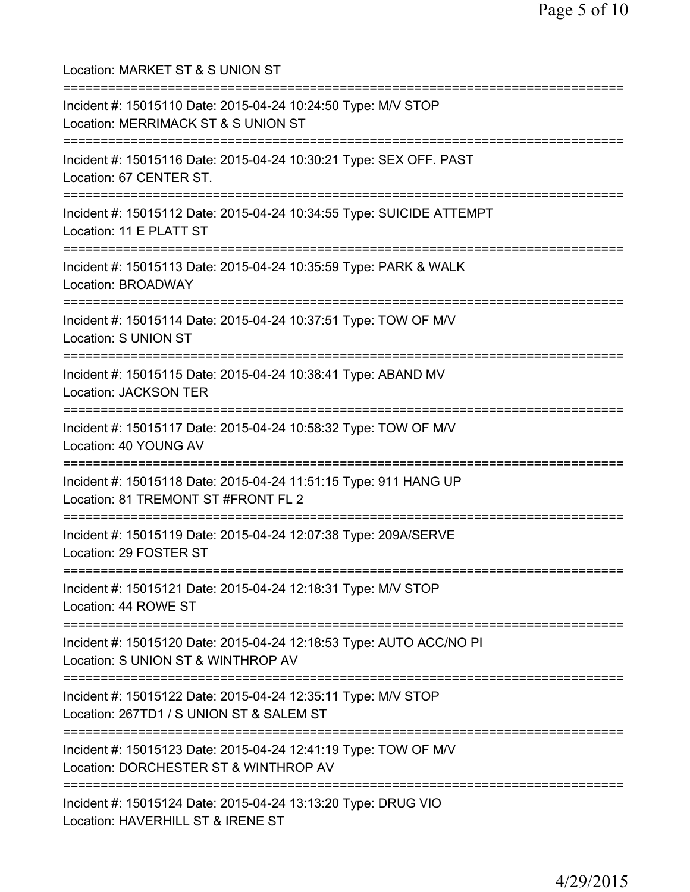Location: MARKET ST & S UNION ST

===========================================================================

Incident #: 15015110 Date: 2015-04-24 10:24:50 Type: M/V STOP
Location: MERRIMACK ST & S UNION ST

===========================================================================

Incident #: 15015116 Date: 2015-04-24 10:30:21 Type: SEX OFF. PAST
Location: 67 CENTER ST.

===========================================================================

Incident #: 15015112 Date: 2015-04-24 10:34:55 Type: SUICIDE ATTEMPT
Location: 11 E PLATT ST

===========================================================================

Incident #: 15015113 Date: 2015-04-24 10:35:59 Type: PARK & WALK
Location: BROADWAY

===========================================================================

Incident #: 15015114 Date: 2015-04-24 10:37:51 Type: TOW OF M/V
Location: S UNION ST

===========================================================================

Incident #: 15015115 Date: 2015-04-24 10:38:41 Type: ABAND MV
Location: JACKSON TER

===========================================================================

Incident #: 15015117 Date: 2015-04-24 10:58:32 Type: TOW OF M/V
Location: 40 YOUNG AV

===========================================================================

Incident #: 15015118 Date: 2015-04-24 11:51:15 Type: 911 HANG UP
Location: 81 TREMONT ST #FRONT FL 2

===========================================================================

Incident #: 15015119 Date: 2015-04-24 12:07:38 Type: 209A/SERVE
Location: 29 FOSTER ST

===========================================================================

Incident #: 15015121 Date: 2015-04-24 12:18:31 Type: M/V STOP
Location: 44 ROWE ST

===========================================================================

Incident #: 15015120 Date: 2015-04-24 12:18:53 Type: AUTO ACC/NO PI
Location: S UNION ST & WINTHROP AV

===========================================================================

Incident #: 15015122 Date: 2015-04-24 12:35:11 Type: M/V STOP
Location: 267TD1 / S UNION ST & SALEM ST

===========================================================================

Incident #: 15015123 Date: 2015-04-24 12:41:19 Type: TOW OF M/V
Location: DORCHESTER ST & WINTHROP AV

===========================================================================

Incident #: 15015124 Date: 2015-04-24 13:13:20 Type: DRUG VIO
Location: HAVERHILL ST & IRENE ST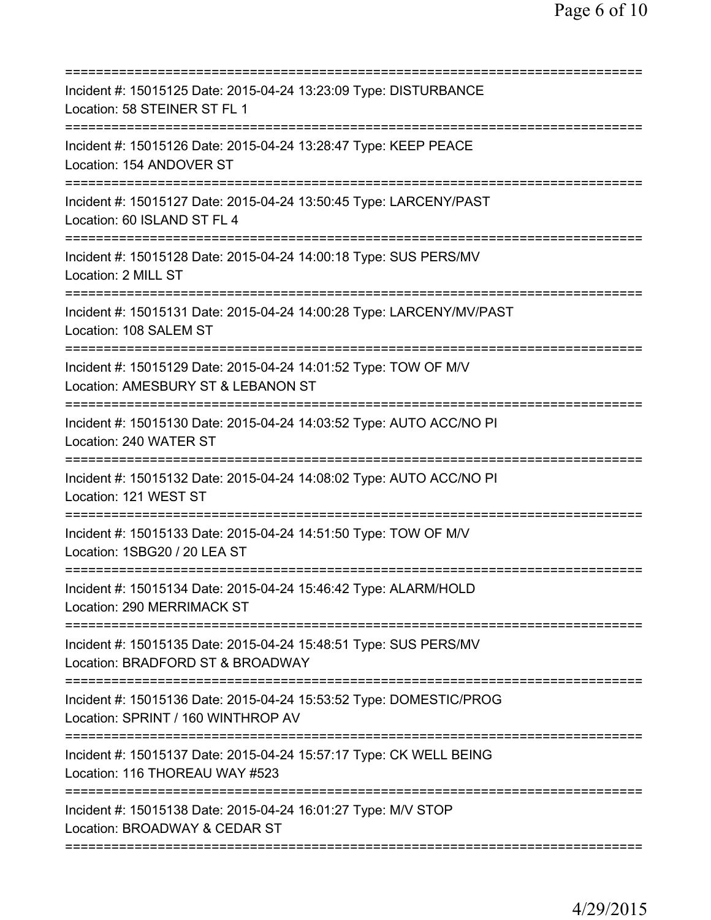===========================================================================
Incident #: 15015125 Date: 2015-04-24 13:23:09 Type: DISTURBANCE
Location: 58 STEINER ST FL 1
===========================================================================
Incident #: 15015126 Date: 2015-04-24 13:28:47 Type: KEEP PEACE
Location: 154 ANDOVER ST
===========================================================================
Incident #: 15015127 Date: 2015-04-24 13:50:45 Type: LARCENY/PAST
Location: 60 ISLAND ST FL 4
===========================================================================
Incident #: 15015128 Date: 2015-04-24 14:00:18 Type: SUS PERS/MV
Location: 2 MILL ST
===========================================================================
Incident #: 15015131 Date: 2015-04-24 14:00:28 Type: LARCENY/MV/PAST
Location: 108 SALEM ST
===========================================================================
Incident #: 15015129 Date: 2015-04-24 14:01:52 Type: TOW OF M/V
Location: AMESBURY ST & LEBANON ST
===========================================================================
Incident #: 15015130 Date: 2015-04-24 14:03:52 Type: AUTO ACC/NO PI
Location: 240 WATER ST
===========================================================================
Incident #: 15015132 Date: 2015-04-24 14:08:02 Type: AUTO ACC/NO PI
Location: 121 WEST ST
===========================================================================
Incident #: 15015133 Date: 2015-04-24 14:51:50 Type: TOW OF M/V
Location: 1SBG20 / 20 LEA ST
===========================================================================
Incident #: 15015134 Date: 2015-04-24 15:46:42 Type: ALARM/HOLD
Location: 290 MERRIMACK ST
===========================================================================
Incident #: 15015135 Date: 2015-04-24 15:48:51 Type: SUS PERS/MV
Location: BRADFORD ST & BROADWAY
===========================================================================
Incident #: 15015136 Date: 2015-04-24 15:53:52 Type: DOMESTIC/PROG
Location: SPRINT / 160 WINTHROP AV
===========================================================================
Incident #: 15015137 Date: 2015-04-24 15:57:17 Type: CK WELL BEING
Location: 116 THOREAU WAY #523
===========================================================================
Incident #: 15015138 Date: 2015-04-24 16:01:27 Type: M/V STOP
Location: BROADWAY & CEDAR ST
===========================================================================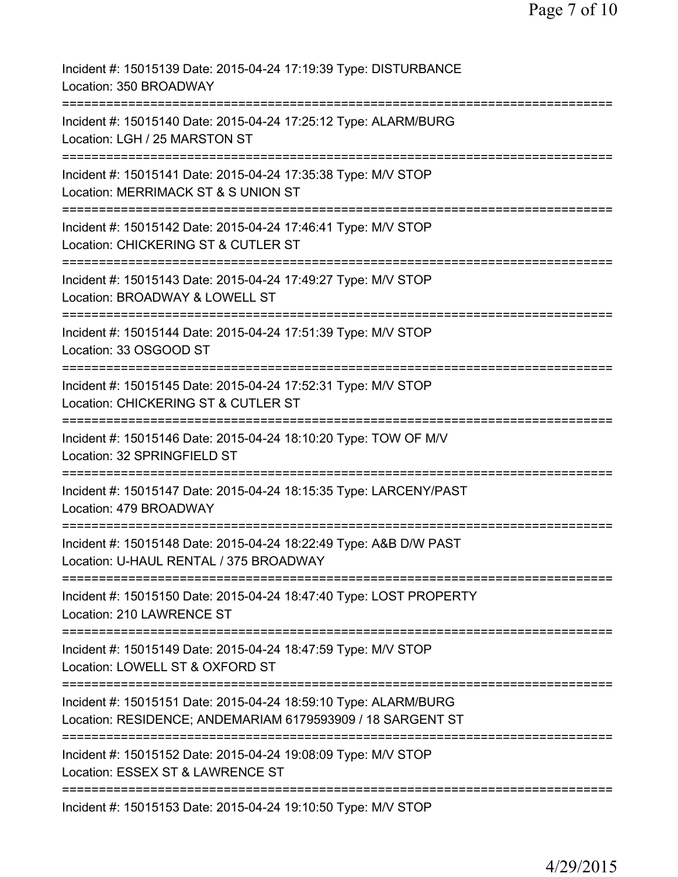Incident #: 15015139 Date: 2015-04-24 17:19:39 Type: DISTURBANCE
Location: 350 BROADWAY

===========================================================================

Incident #: 15015140 Date: 2015-04-24 17:25:12 Type: ALARM/BURG
Location: LGH / 25 MARSTON ST

===========================================================================

Incident #: 15015141 Date: 2015-04-24 17:35:38 Type: M/V STOP
Location: MERRIMACK ST & S UNION ST

===========================================================================

Incident #: 15015142 Date: 2015-04-24 17:46:41 Type: M/V STOP
Location: CHICKERING ST & CUTLER ST

===========================================================================

Incident #: 15015143 Date: 2015-04-24 17:49:27 Type: M/V STOP
Location: BROADWAY & LOWELL ST

===========================================================================

Incident #: 15015144 Date: 2015-04-24 17:51:39 Type: M/V STOP
Location: 33 OSGOOD ST

===========================================================================

Incident #: 15015145 Date: 2015-04-24 17:52:31 Type: M/V STOP
Location: CHICKERING ST & CUTLER ST

===========================================================================

Incident #: 15015146 Date: 2015-04-24 18:10:20 Type: TOW OF M/V
Location: 32 SPRINGFIELD ST

===========================================================================

Incident #: 15015147 Date: 2015-04-24 18:15:35 Type: LARCENY/PAST
Location: 479 BROADWAY

===========================================================================

Incident #: 15015148 Date: 2015-04-24 18:22:49 Type: A&B D/W PAST
Location: U-HAUL RENTAL / 375 BROADWAY

===========================================================================

Incident #: 15015150 Date: 2015-04-24 18:47:40 Type: LOST PROPERTY
Location: 210 LAWRENCE ST

===========================================================================

Incident #: 15015149 Date: 2015-04-24 18:47:59 Type: M/V STOP
Location: LOWELL ST & OXFORD ST

===========================================================================

Incident #: 15015151 Date: 2015-04-24 18:59:10 Type: ALARM/BURG
Location: RESIDENCE; ANDEMARIAM 6179593909 / 18 SARGENT ST

===========================================================================

Incident #: 15015152 Date: 2015-04-24 19:08:09 Type: M/V STOP
Location: ESSEX ST & LAWRENCE ST

===========================================================================

Incident #: 15015153 Date: 2015-04-24 19:10:50 Type: M/V STOP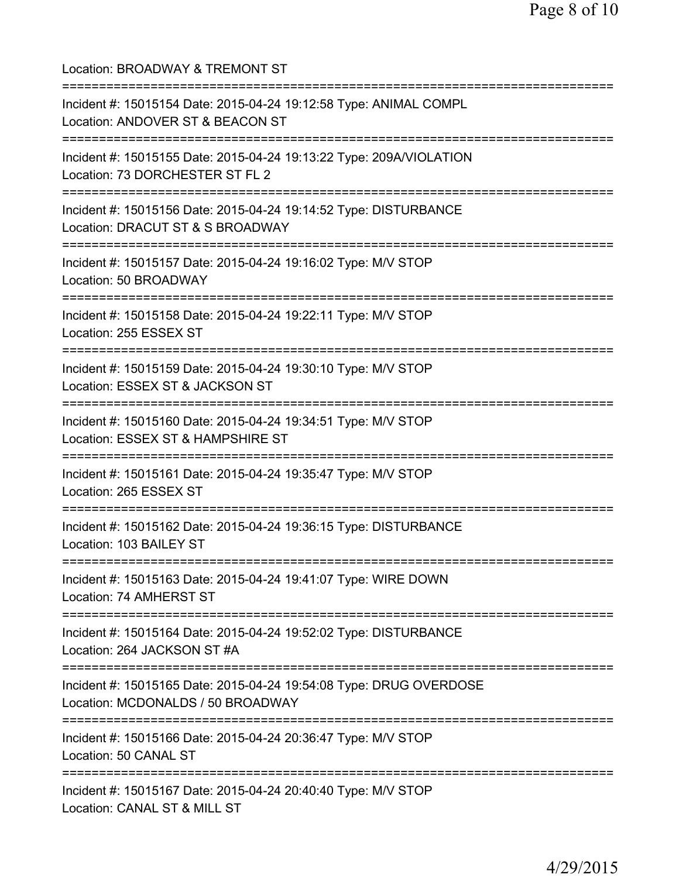Location: BROADWAY & TREMONT ST

===========================================================================

Incident #: 15015154 Date: 2015-04-24 19:12:58 Type: ANIMAL COMPL
Location: ANDOVER ST & BEACON ST

===========================================================================

Incident #: 15015155 Date: 2015-04-24 19:13:22 Type: 209A/VIOLATION
Location: 73 DORCHESTER ST FL 2

===========================================================================

Incident #: 15015156 Date: 2015-04-24 19:14:52 Type: DISTURBANCE
Location: DRACUT ST & S BROADWAY

===========================================================================

Incident #: 15015157 Date: 2015-04-24 19:16:02 Type: M/V STOP
Location: 50 BROADWAY

===========================================================================

Incident #: 15015158 Date: 2015-04-24 19:22:11 Type: M/V STOP
Location: 255 ESSEX ST

===========================================================================

Incident #: 15015159 Date: 2015-04-24 19:30:10 Type: M/V STOP
Location: ESSEX ST & JACKSON ST

===========================================================================

Incident #: 15015160 Date: 2015-04-24 19:34:51 Type: M/V STOP
Location: ESSEX ST & HAMPSHIRE ST

===========================================================================

Incident #: 15015161 Date: 2015-04-24 19:35:47 Type: M/V STOP
Location: 265 ESSEX ST

===========================================================================

Incident #: 15015162 Date: 2015-04-24 19:36:15 Type: DISTURBANCE
Location: 103 BAILEY ST

===========================================================================

Incident #: 15015163 Date: 2015-04-24 19:41:07 Type: WIRE DOWN
Location: 74 AMHERST ST

===========================================================================

Incident #: 15015164 Date: 2015-04-24 19:52:02 Type: DISTURBANCE
Location: 264 JACKSON ST #A

===========================================================================

Incident #: 15015165 Date: 2015-04-24 19:54:08 Type: DRUG OVERDOSE
Location: MCDONALDS / 50 BROADWAY

===========================================================================

Incident #: 15015166 Date: 2015-04-24 20:36:47 Type: M/V STOP
Location: 50 CANAL ST

===========================================================================

Incident #: 15015167 Date: 2015-04-24 20:40:40 Type: M/V STOP
Location: CANAL ST & MILL ST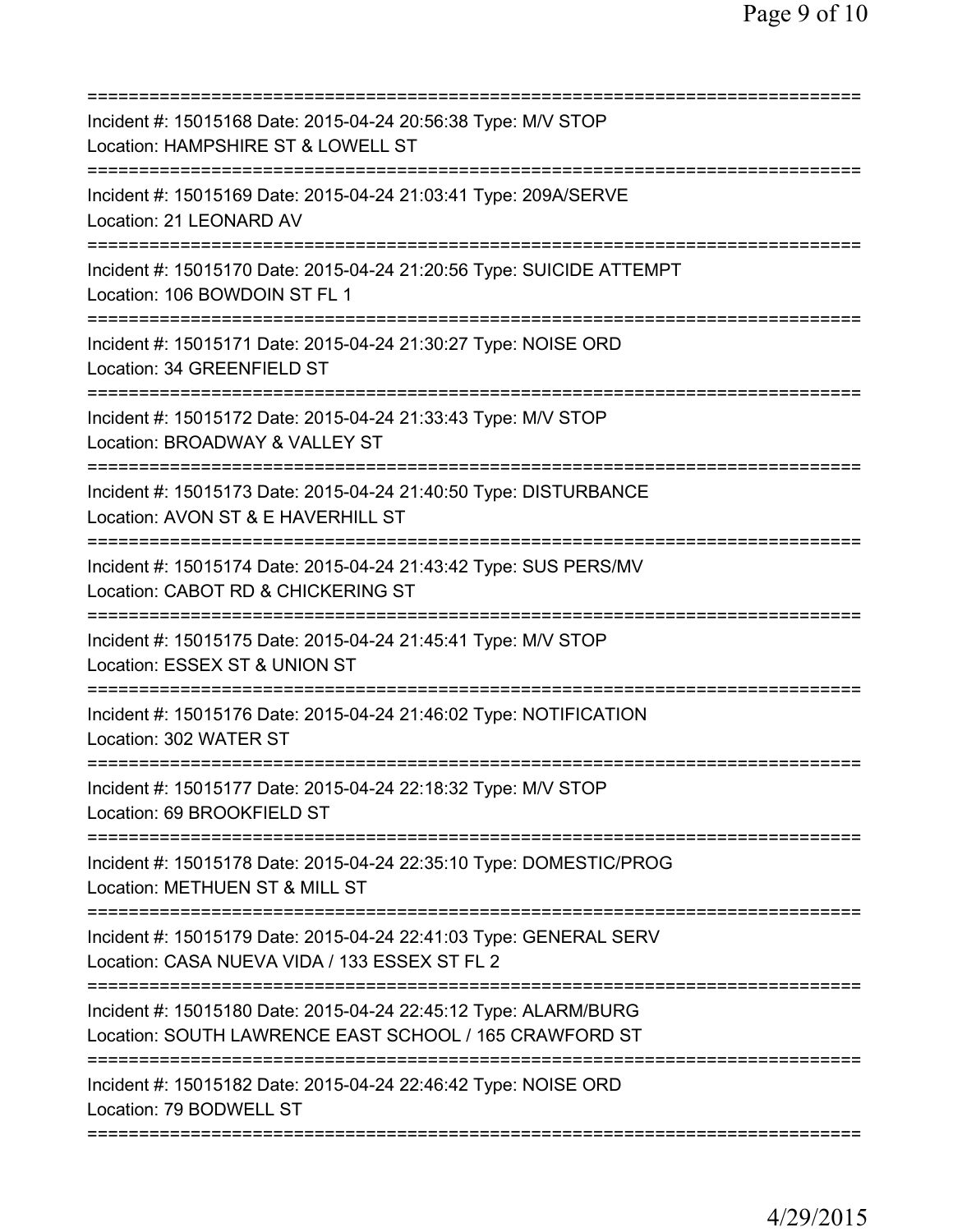===========================================================================
Incident #: 15015168 Date: 2015-04-24 20:56:38 Type: M/V STOP
Location: HAMPSHIRE ST & LOWELL ST
===========================================================================
Incident #: 15015169 Date: 2015-04-24 21:03:41 Type: 209A/SERVE
Location: 21 LEONARD AV
===========================================================================
Incident #: 15015170 Date: 2015-04-24 21:20:56 Type: SUICIDE ATTEMPT
Location: 106 BOWDOIN ST FL 1
===========================================================================
Incident #: 15015171 Date: 2015-04-24 21:30:27 Type: NOISE ORD
Location: 34 GREENFIELD ST
===========================================================================
Incident #: 15015172 Date: 2015-04-24 21:33:43 Type: M/V STOP
Location: BROADWAY & VALLEY ST
===========================================================================
Incident #: 15015173 Date: 2015-04-24 21:40:50 Type: DISTURBANCE
Location: AVON ST & E HAVERHILL ST
===========================================================================
Incident #: 15015174 Date: 2015-04-24 21:43:42 Type: SUS PERS/MV
Location: CABOT RD & CHICKERING ST
===========================================================================
Incident #: 15015175 Date: 2015-04-24 21:45:41 Type: M/V STOP
Location: ESSEX ST & UNION ST
===========================================================================
Incident #: 15015176 Date: 2015-04-24 21:46:02 Type: NOTIFICATION
Location: 302 WATER ST
===========================================================================
Incident #: 15015177 Date: 2015-04-24 22:18:32 Type: M/V STOP
Location: 69 BROOKFIELD ST
===========================================================================
Incident #: 15015178 Date: 2015-04-24 22:35:10 Type: DOMESTIC/PROG
Location: METHUEN ST & MILL ST
===========================================================================
Incident #: 15015179 Date: 2015-04-24 22:41:03 Type: GENERAL SERV
Location: CASA NUEVA VIDA / 133 ESSEX ST FL 2
===========================================================================
Incident #: 15015180 Date: 2015-04-24 22:45:12 Type: ALARM/BURG
Location: SOUTH LAWRENCE EAST SCHOOL / 165 CRAWFORD ST
===========================================================================
Incident #: 15015182 Date: 2015-04-24 22:46:42 Type: NOISE ORD
Location: 79 BODWELL ST
===========================================================================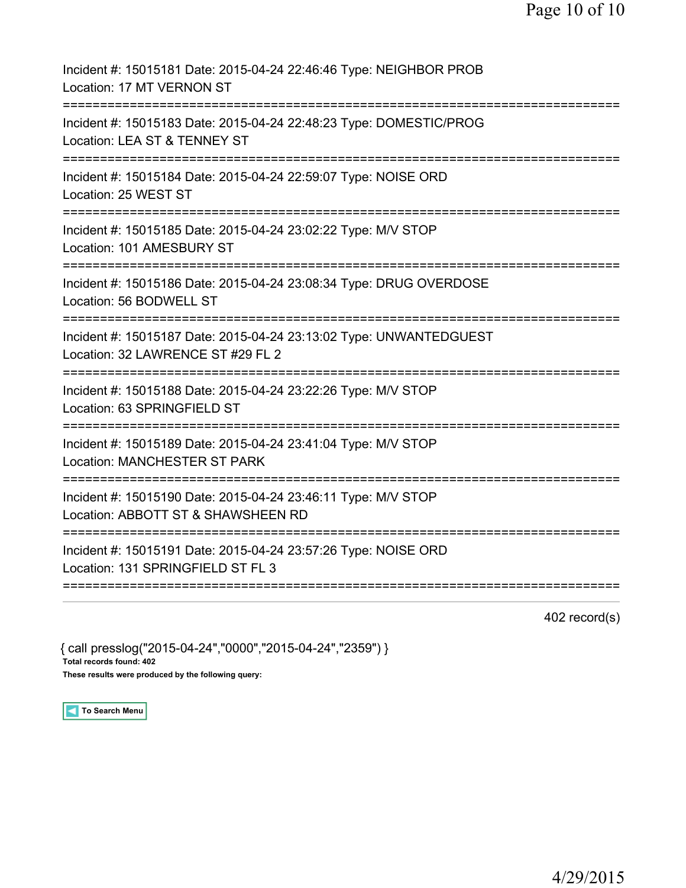Incident #: 15015181 Date: 2015-04-24 22:46:46 Type: NEIGHBOR PROB
Location: 17 MT VERNON ST

===========================================================================

Incident #: 15015183 Date: 2015-04-24 22:48:23 Type: DOMESTIC/PROG
Location: LEA ST & TENNEY ST

===========================================================================

Incident #: 15015184 Date: 2015-04-24 22:59:07 Type: NOISE ORD
Location: 25 WEST ST

===========================================================================

Incident #: 15015185 Date: 2015-04-24 23:02:22 Type: M/V STOP
Location: 101 AMESBURY ST

===========================================================================

Incident #: 15015186 Date: 2015-04-24 23:08:34 Type: DRUG OVERDOSE
Location: 56 BODWELL ST

===========================================================================

Incident #: 15015187 Date: 2015-04-24 23:13:02 Type: UNWANTEDGUEST
Location: 32 LAWRENCE ST #29 FL 2

===========================================================================

Incident #: 15015188 Date: 2015-04-24 23:22:26 Type: M/V STOP
Location: 63 SPRINGFIELD ST

===========================================================================

Incident #: 15015189 Date: 2015-04-24 23:41:04 Type: M/V STOP
Location: MANCHESTER ST PARK

===========================================================================

Incident #: 15015190 Date: 2015-04-24 23:46:11 Type: M/V STOP
Location: ABBOTT ST & SHAWSHEEN RD

===========================================================================

Incident #: 15015191 Date: 2015-04-24 23:57:26 Type: NOISE ORD
Location: 131 SPRINGFIELD ST FL 3

===========================================================================

402 record(s)

{ call presslog("2015-04-24","0000","2015-04-24","2359") }

**Total records found: 402**

**These results were produced by the following query:**

To Search Menu